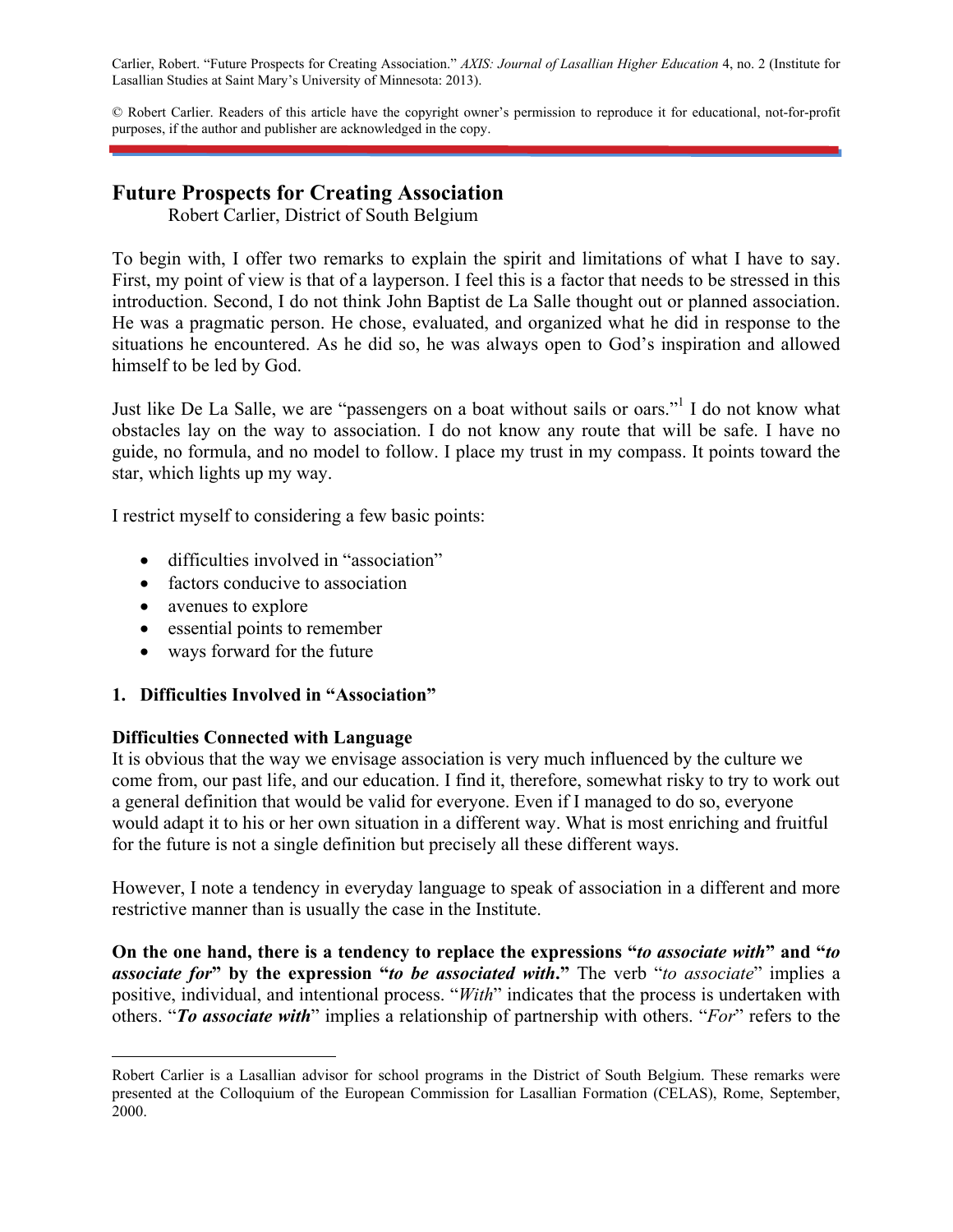Carlier, Robert. "Future Prospects for Creating Association." *AXIS: Journal of Lasallian Higher Education* 4, no. 2 (Institute for Lasallian Studies at Saint Mary's University of Minnesota: 2013).

© Robert Carlier. Readers of this article have the copyright owner's permission to reproduce it for educational, not-for-profit purposes, if the author and publisher are acknowledged in the copy.

# Future Prospects for Creating Association

Robert Carlier, District of South Belgium

To begin with, I offer two remarks to explain the spirit and limitations of what I have to say. First, my point of view is that of a layperson. I feel this is a factor that needs to be stressed in this introduction. Second, I do not think John Baptist de La Salle thought out or planned association. He was a pragmatic person. He chose, evaluated, and organized what he did in response to the situations he encountered. As he did so, he was always open to God's inspiration and allowed himself to be led by God.

Just like De La Salle, we are "passengers on a boat without sails or oars."[1] I do not know what obstacles lay on the way to association. I do not know any route that will be safe. I have no guide, no formula, and no model to follow. I place my trust in my compass. It points toward the star, which lights up my way.

I restrict myself to considering a few basic points:

- difficulties involved in "association"
- factors conducive to association
- avenues to explore
- essential points to remember
- ways forward for the future

## 1. Difficulties Involved in "Association"

### Difficulties Connected with Language

It is obvious that the way we envisage association is very much influenced by the culture we come from, our past life, and our education. I find it, therefore, somewhat risky to try to work out a general definition that would be valid for everyone. Even if I managed to do so, everyone would adapt it to his or her own situation in a different way. What is most enriching and fruitful for the future is not a single definition but precisely all these different ways.

However, I note a tendency in everyday language to speak of association in a different and more restrictive manner than is usually the case in the Institute.

**On the one hand, there is a tendency to replace the expressions "*to associate with*" and "*to associate for*" by the expression "*to be associated with*."** The verb "*to associate*" implies a positive, individual, and intentional process. "*With*" indicates that the process is undertaken with others. "***To associate with***" implies a relationship of partnership with others. "*For*" refers to the

Robert Carlier is a Lasallian advisor for school programs in the District of South Belgium. These remarks were presented at the Colloquium of the European Commission for Lasallian Formation (CELAS), Rome, September, 2000.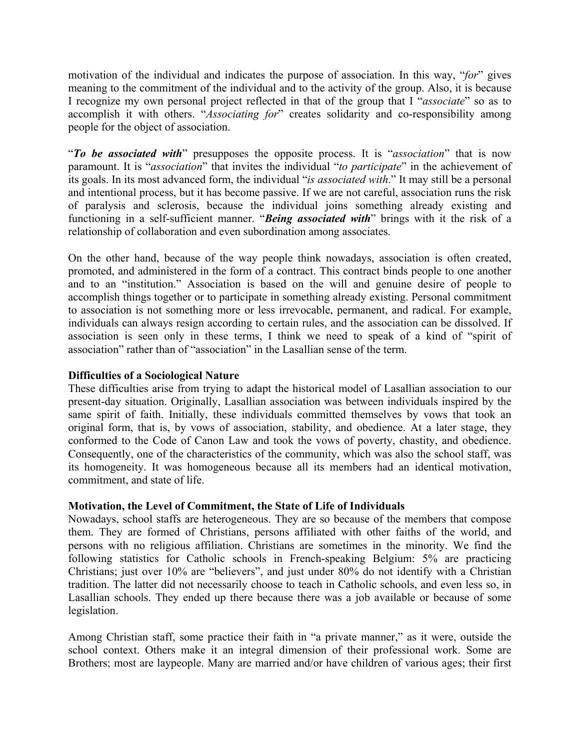motivation of the individual and indicates the purpose of association. In this way, "*for*" gives meaning to the commitment of the individual and to the activity of the group. Also, it is because I recognize my own personal project reflected in that of the group that I "*associate*" so as to accomplish it with others. "*Associating for*" creates solidarity and co-responsibility among people for the object of association.

"***To be associated with***" presupposes the opposite process. It is "*association*" that is now paramount. It is "*association*" that invites the individual "*to participate*" in the achievement of its goals. In its most advanced form, the individual "*is associated with*." It may still be a personal and intentional process, but it has become passive. If we are not careful, association runs the risk of paralysis and sclerosis, because the individual joins something already existing and functioning in a self-sufficient manner. "***Being associated with***" brings with it the risk of a relationship of collaboration and even subordination among associates.

On the other hand, because of the way people think nowadays, association is often created, promoted, and administered in the form of a contract. This contract binds people to one another and to an "institution." Association is based on the will and genuine desire of people to accomplish things together or to participate in something already existing. Personal commitment to association is not something more or less irrevocable, permanent, and radical. For example, individuals can always resign according to certain rules, and the association can be dissolved. If association is seen only in these terms, I think we need to speak of a kind of "spirit of association" rather than of "association" in the Lasallian sense of the term.

**Difficulties of a Sociological Nature**

These difficulties arise from trying to adapt the historical model of Lasallian association to our present-day situation. Originally, Lasallian association was between individuals inspired by the same spirit of faith. Initially, these individuals committed themselves by vows that took an original form, that is, by vows of association, stability, and obedience. At a later stage, they conformed to the Code of Canon Law and took the vows of poverty, chastity, and obedience. Consequently, one of the characteristics of the community, which was also the school staff, was its homogeneity. It was homogeneous because all its members had an identical motivation, commitment, and state of life.

**Motivation, the Level of Commitment, the State of Life of Individuals**

Nowadays, school staffs are heterogeneous. They are so because of the members that compose them. They are formed of Christians, persons affiliated with other faiths of the world, and persons with no religious affiliation. Christians are sometimes in the minority. We find the following statistics for Catholic schools in French-speaking Belgium: 5% are practicing Christians; just over 10% are "believers", and just under 80% do not identify with a Christian tradition. The latter did not necessarily choose to teach in Catholic schools, and even less so, in Lasallian schools. They ended up there because there was a job available or because of some legislation.

Among Christian staff, some practice their faith in "a private manner," as it were, outside the school context. Others make it an integral dimension of their professional work. Some are Brothers; most are laypeople. Many are married and/or have children of various ages; their first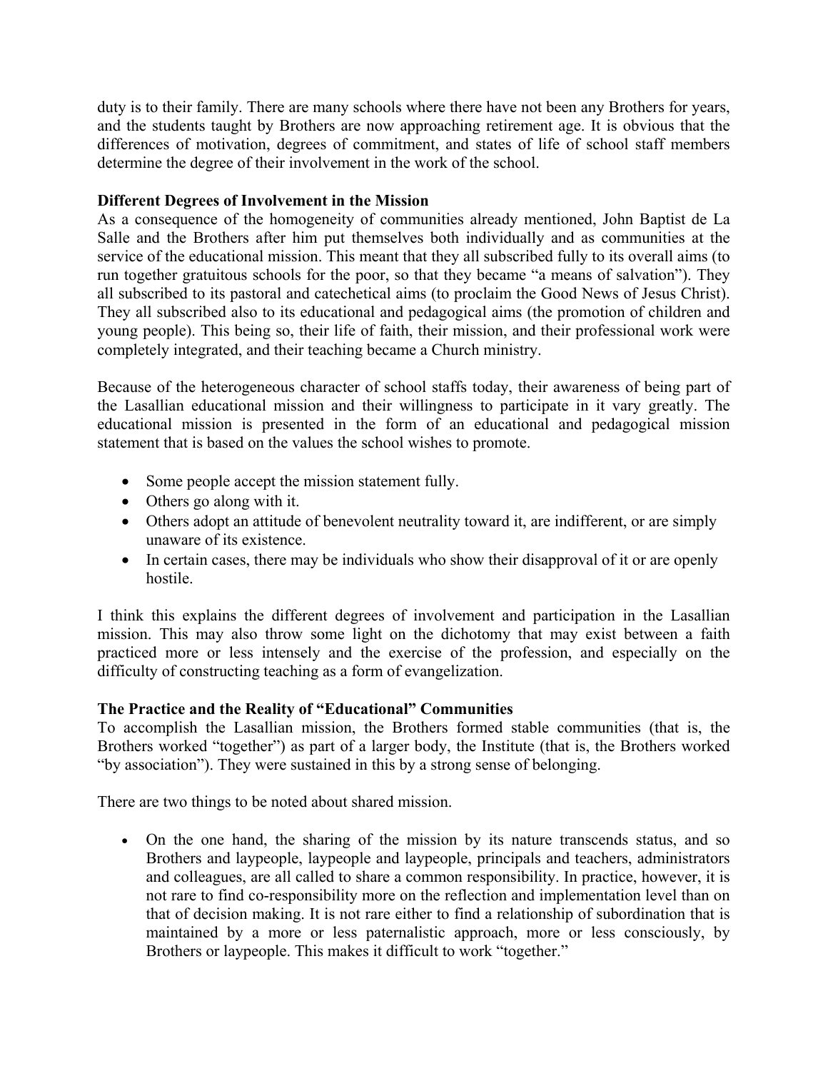duty is to their family. There are many schools where there have not been any Brothers for years, and the students taught by Brothers are now approaching retirement age. It is obvious that the differences of motivation, degrees of commitment, and states of life of school staff members determine the degree of their involvement in the work of the school.

**Different Degrees of Involvement in the Mission**

As a consequence of the homogeneity of communities already mentioned, John Baptist de La Salle and the Brothers after him put themselves both individually and as communities at the service of the educational mission. This meant that they all subscribed fully to its overall aims (to run together gratuitous schools for the poor, so that they became "a means of salvation"). They all subscribed to its pastoral and catechetical aims (to proclaim the Good News of Jesus Christ). They all subscribed also to its educational and pedagogical aims (the promotion of children and young people). This being so, their life of faith, their mission, and their professional work were completely integrated, and their teaching became a Church ministry.

Because of the heterogeneous character of school staffs today, their awareness of being part of the Lasallian educational mission and their willingness to participate in it vary greatly. The educational mission is presented in the form of an educational and pedagogical mission statement that is based on the values the school wishes to promote.

- Some people accept the mission statement fully.
- Others go along with it.
- Others adopt an attitude of benevolent neutrality toward it, are indifferent, or are simply unaware of its existence.
- In certain cases, there may be individuals who show their disapproval of it or are openly hostile.

I think this explains the different degrees of involvement and participation in the Lasallian mission. This may also throw some light on the dichotomy that may exist between a faith practiced more or less intensely and the exercise of the profession, and especially on the difficulty of constructing teaching as a form of evangelization.

**The Practice and the Reality of "Educational" Communities**

To accomplish the Lasallian mission, the Brothers formed stable communities (that is, the Brothers worked "together") as part of a larger body, the Institute (that is, the Brothers worked "by association"). They were sustained in this by a strong sense of belonging.

There are two things to be noted about shared mission.

- On the one hand, the sharing of the mission by its nature transcends status, and so Brothers and laypeople, laypeople and laypeople, principals and teachers, administrators and colleagues, are all called to share a common responsibility. In practice, however, it is not rare to find co-responsibility more on the reflection and implementation level than on that of decision making. It is not rare either to find a relationship of subordination that is maintained by a more or less paternalistic approach, more or less consciously, by Brothers or laypeople. This makes it difficult to work "together."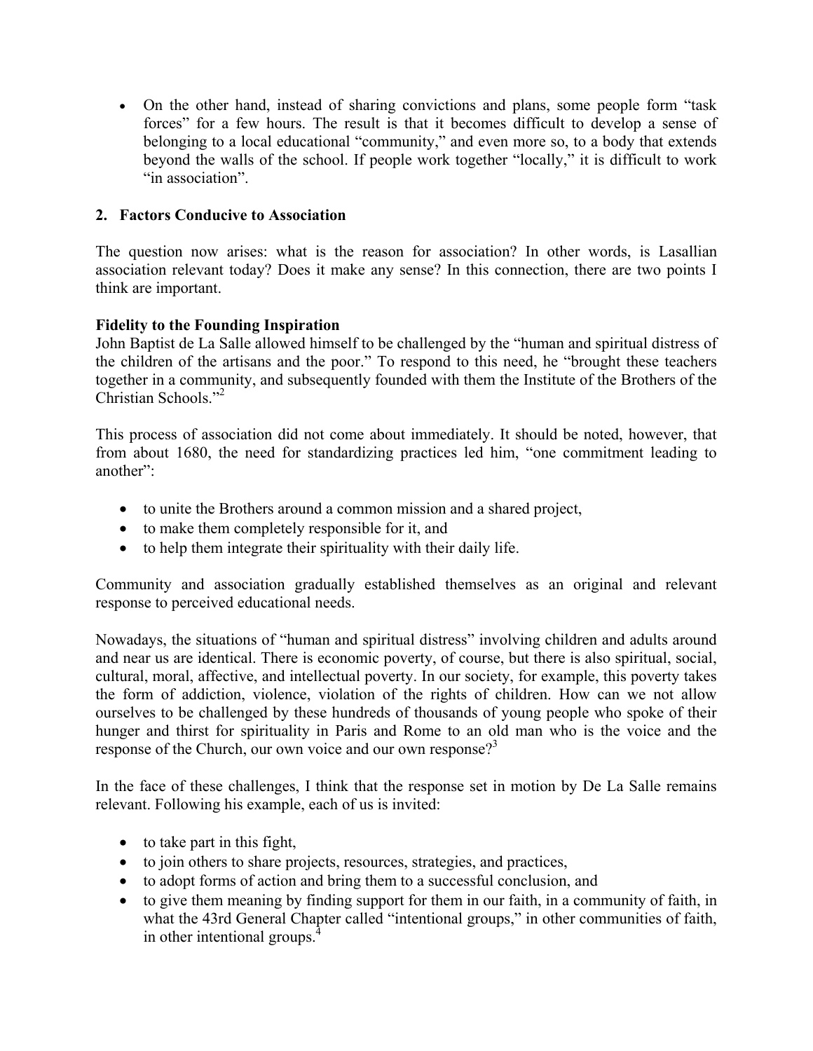- On the other hand, instead of sharing convictions and plans, some people form "task forces" for a few hours. The result is that it becomes difficult to develop a sense of belonging to a local educational "community," and even more so, to a body that extends beyond the walls of the school. If people work together "locally," it is difficult to work "in association".

## 2. Factors Conducive to Association

The question now arises: what is the reason for association? In other words, is Lasallian association relevant today? Does it make any sense? In this connection, there are two points I think are important.

**Fidelity to the Founding Inspiration**

John Baptist de La Salle allowed himself to be challenged by the "human and spiritual distress of the children of the artisans and the poor." To respond to this need, he "brought these teachers together in a community, and subsequently founded with them the Institute of the Brothers of the Christian Schools."[2]

This process of association did not come about immediately. It should be noted, however, that from about 1680, the need for standardizing practices led him, "one commitment leading to another":

- to unite the Brothers around a common mission and a shared project,
- to make them completely responsible for it, and
- to help them integrate their spirituality with their daily life.

Community and association gradually established themselves as an original and relevant response to perceived educational needs.

Nowadays, the situations of "human and spiritual distress" involving children and adults around and near us are identical. There is economic poverty, of course, but there is also spiritual, social, cultural, moral, affective, and intellectual poverty. In our society, for example, this poverty takes the form of addiction, violence, violation of the rights of children. How can we not allow ourselves to be challenged by these hundreds of thousands of young people who spoke of their hunger and thirst for spirituality in Paris and Rome to an old man who is the voice and the response of the Church, our own voice and our own response?[3]

In the face of these challenges, I think that the response set in motion by De La Salle remains relevant. Following his example, each of us is invited:

- to take part in this fight,
- to join others to share projects, resources, strategies, and practices,
- to adopt forms of action and bring them to a successful conclusion, and
- to give them meaning by finding support for them in our faith, in a community of faith, in what the 43rd General Chapter called "intentional groups," in other communities of faith, in other intentional groups.[4]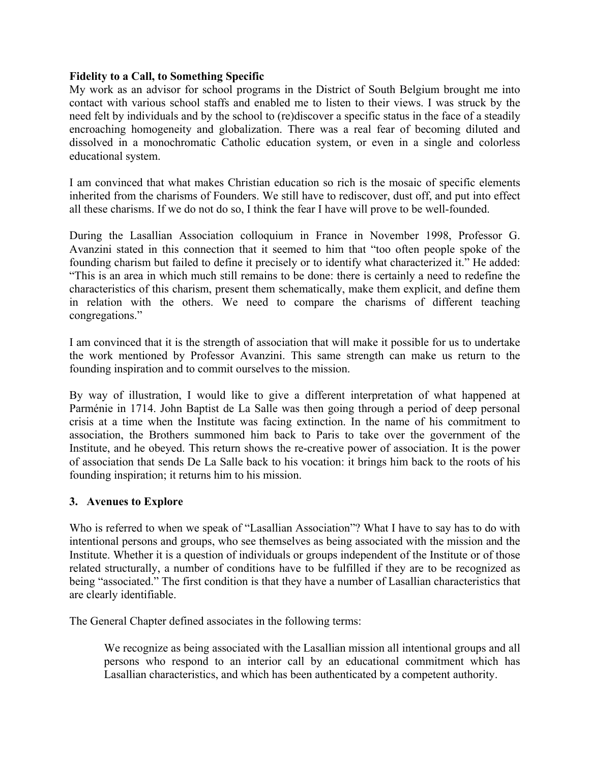**Fidelity to a Call, to Something Specific**

My work as an advisor for school programs in the District of South Belgium brought me into contact with various school staffs and enabled me to listen to their views. I was struck by the need felt by individuals and by the school to (re)discover a specific status in the face of a steadily encroaching homogeneity and globalization. There was a real fear of becoming diluted and dissolved in a monochromatic Catholic education system, or even in a single and colorless educational system.

I am convinced that what makes Christian education so rich is the mosaic of specific elements inherited from the charisms of Founders. We still have to rediscover, dust off, and put into effect all these charisms. If we do not do so, I think the fear I have will prove to be well-founded.

During the Lasallian Association colloquium in France in November 1998, Professor G. Avanzini stated in this connection that it seemed to him that "too often people spoke of the founding charism but failed to define it precisely or to identify what characterized it." He added: "This is an area in which much still remains to be done: there is certainly a need to redefine the characteristics of this charism, present them schematically, make them explicit, and define them in relation with the others. We need to compare the charisms of different teaching congregations."

I am convinced that it is the strength of association that will make it possible for us to undertake the work mentioned by Professor Avanzini. This same strength can make us return to the founding inspiration and to commit ourselves to the mission.

By way of illustration, I would like to give a different interpretation of what happened at Parménie in 1714. John Baptist de La Salle was then going through a period of deep personal crisis at a time when the Institute was facing extinction. In the name of his commitment to association, the Brothers summoned him back to Paris to take over the government of the Institute, and he obeyed. This return shows the re-creative power of association. It is the power of association that sends De La Salle back to his vocation: it brings him back to the roots of his founding inspiration; it returns him to his mission.

## 3. Avenues to Explore

Who is referred to when we speak of "Lasallian Association"? What I have to say has to do with intentional persons and groups, who see themselves as being associated with the mission and the Institute. Whether it is a question of individuals or groups independent of the Institute or of those related structurally, a number of conditions have to be fulfilled if they are to be recognized as being "associated." The first condition is that they have a number of Lasallian characteristics that are clearly identifiable.

The General Chapter defined associates in the following terms:

> We recognize as being associated with the Lasallian mission all intentional groups and all persons who respond to an interior call by an educational commitment which has Lasallian characteristics, and which has been authenticated by a competent authority.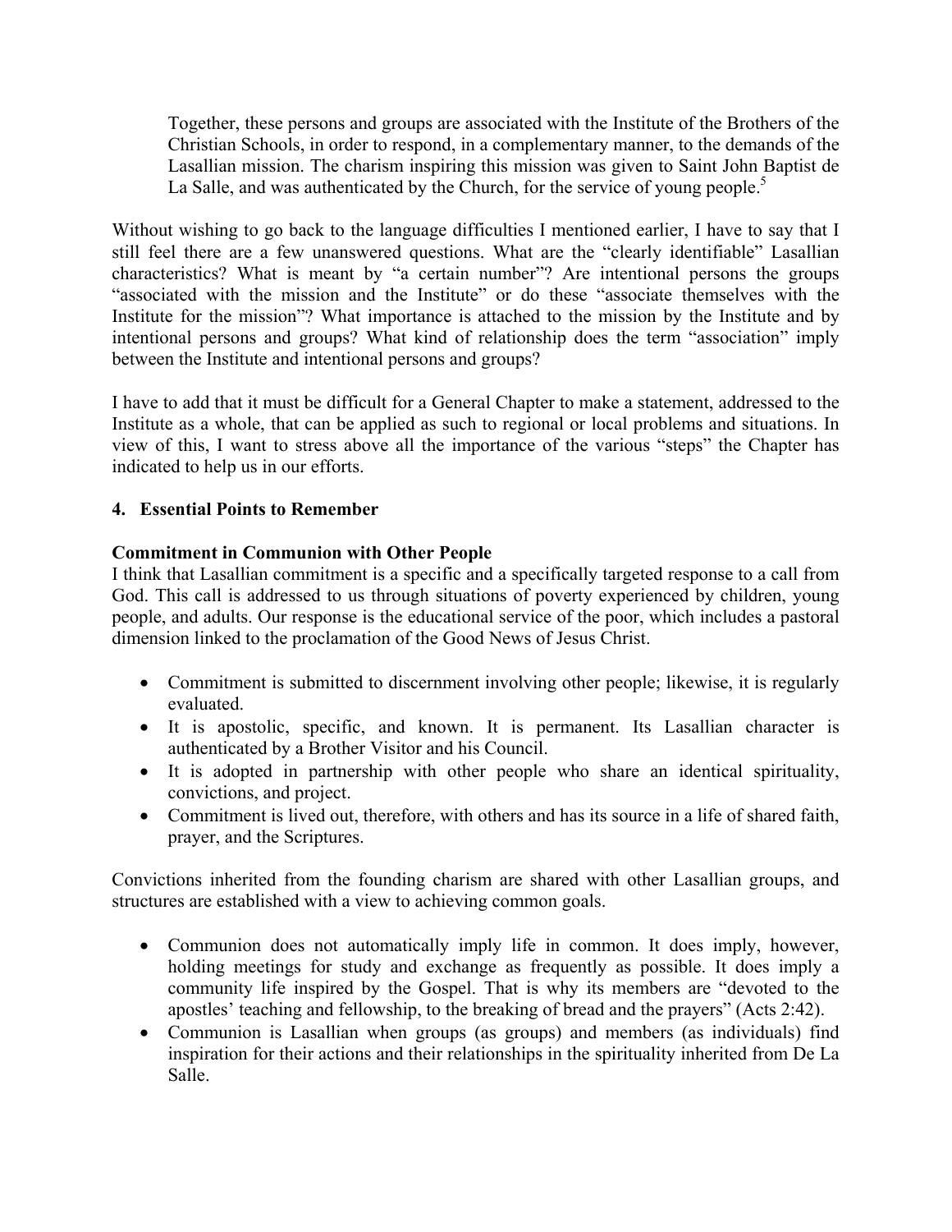> Together, these persons and groups are associated with the Institute of the Brothers of the Christian Schools, in order to respond, in a complementary manner, to the demands of the Lasallian mission. The charism inspiring this mission was given to Saint John Baptist de La Salle, and was authenticated by the Church, for the service of young people.[5]

Without wishing to go back to the language difficulties I mentioned earlier, I have to say that I still feel there are a few unanswered questions. What are the "clearly identifiable" Lasallian characteristics? What is meant by "a certain number"? Are intentional persons the groups "associated with the mission and the Institute" or do these "associate themselves with the Institute for the mission"? What importance is attached to the mission by the Institute and by intentional persons and groups? What kind of relationship does the term "association" imply between the Institute and intentional persons and groups?

I have to add that it must be difficult for a General Chapter to make a statement, addressed to the Institute as a whole, that can be applied as such to regional or local problems and situations. In view of this, I want to stress above all the importance of the various "steps" the Chapter has indicated to help us in our efforts.

## 4. Essential Points to Remember

### Commitment in Communion with Other People

I think that Lasallian commitment is a specific and a specifically targeted response to a call from God. This call is addressed to us through situations of poverty experienced by children, young people, and adults. Our response is the educational service of the poor, which includes a pastoral dimension linked to the proclamation of the Good News of Jesus Christ.

- Commitment is submitted to discernment involving other people; likewise, it is regularly evaluated.
- It is apostolic, specific, and known. It is permanent. Its Lasallian character is authenticated by a Brother Visitor and his Council.
- It is adopted in partnership with other people who share an identical spirituality, convictions, and project.
- Commitment is lived out, therefore, with others and has its source in a life of shared faith, prayer, and the Scriptures.

Convictions inherited from the founding charism are shared with other Lasallian groups, and structures are established with a view to achieving common goals.

- Communion does not automatically imply life in common. It does imply, however, holding meetings for study and exchange as frequently as possible. It does imply a community life inspired by the Gospel. That is why its members are "devoted to the apostles' teaching and fellowship, to the breaking of bread and the prayers" (Acts 2:42).
- Communion is Lasallian when groups (as groups) and members (as individuals) find inspiration for their actions and their relationships in the spirituality inherited from De La Salle.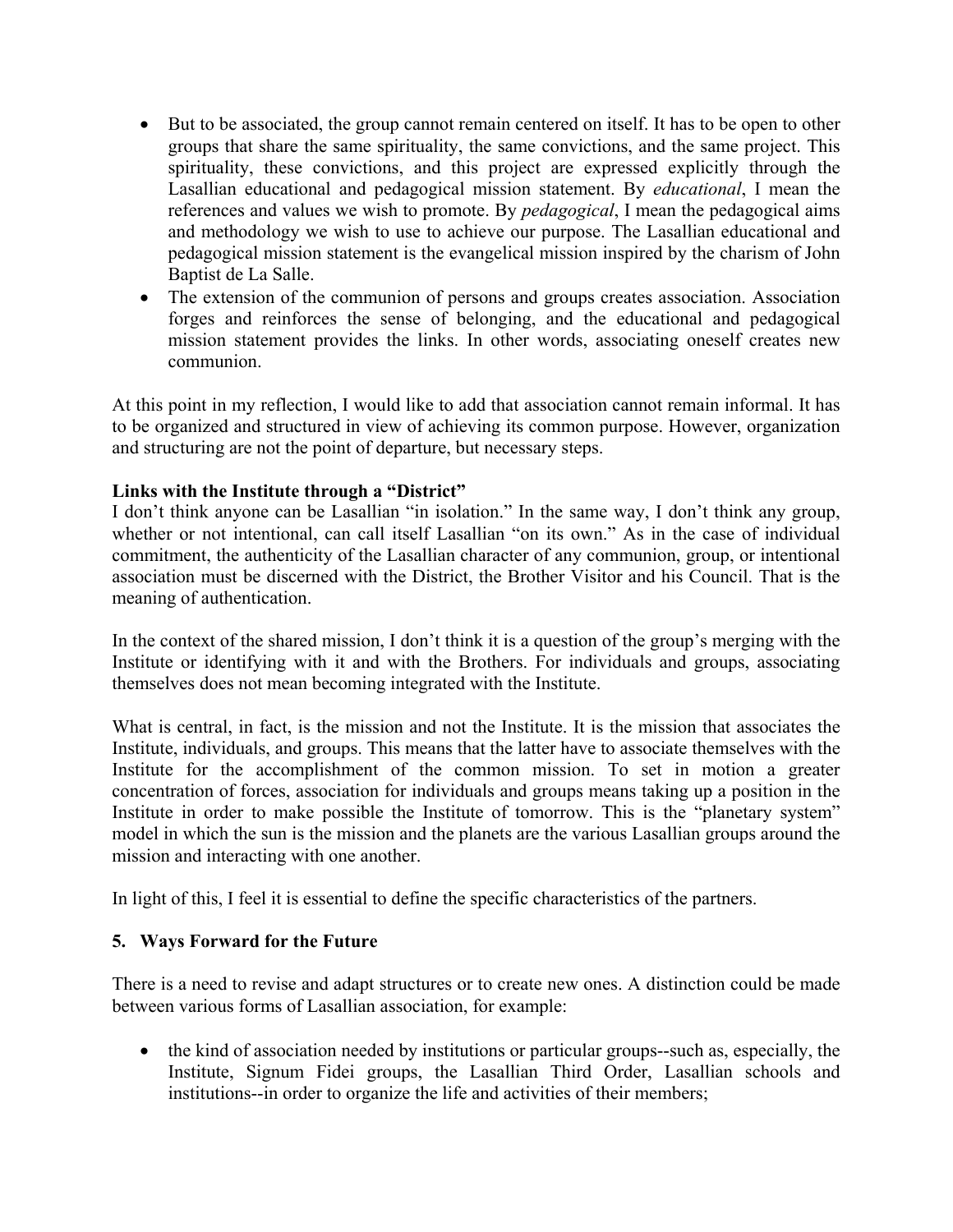- But to be associated, the group cannot remain centered on itself. It has to be open to other groups that share the same spirituality, the same convictions, and the same project. This spirituality, these convictions, and this project are expressed explicitly through the Lasallian educational and pedagogical mission statement. By *educational*, I mean the references and values we wish to promote. By *pedagogical*, I mean the pedagogical aims and methodology we wish to use to achieve our purpose. The Lasallian educational and pedagogical mission statement is the evangelical mission inspired by the charism of John Baptist de La Salle.
- The extension of the communion of persons and groups creates association. Association forges and reinforces the sense of belonging, and the educational and pedagogical mission statement provides the links. In other words, associating oneself creates new communion.

At this point in my reflection, I would like to add that association cannot remain informal. It has to be organized and structured in view of achieving its common purpose. However, organization and structuring are not the point of departure, but necessary steps.

**Links with the Institute through a "District"**

I don't think anyone can be Lasallian "in isolation." In the same way, I don't think any group, whether or not intentional, can call itself Lasallian "on its own." As in the case of individual commitment, the authenticity of the Lasallian character of any communion, group, or intentional association must be discerned with the District, the Brother Visitor and his Council. That is the meaning of authentication.

In the context of the shared mission, I don't think it is a question of the group's merging with the Institute or identifying with it and with the Brothers. For individuals and groups, associating themselves does not mean becoming integrated with the Institute.

What is central, in fact, is the mission and not the Institute. It is the mission that associates the Institute, individuals, and groups. This means that the latter have to associate themselves with the Institute for the accomplishment of the common mission. To set in motion a greater concentration of forces, association for individuals and groups means taking up a position in the Institute in order to make possible the Institute of tomorrow. This is the "planetary system" model in which the sun is the mission and the planets are the various Lasallian groups around the mission and interacting with one another.

In light of this, I feel it is essential to define the specific characteristics of the partners.

## 5. Ways Forward for the Future

There is a need to revise and adapt structures or to create new ones. A distinction could be made between various forms of Lasallian association, for example:

- the kind of association needed by institutions or particular groups--such as, especially, the Institute, Signum Fidei groups, the Lasallian Third Order, Lasallian schools and institutions--in order to organize the life and activities of their members;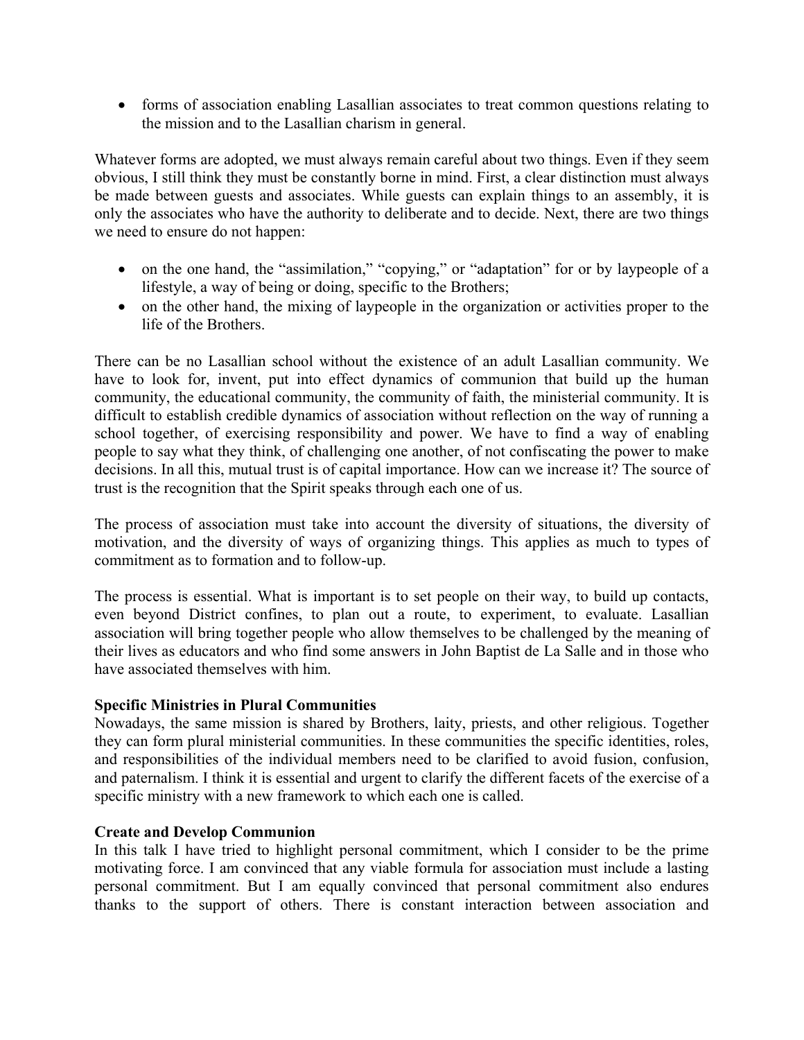- forms of association enabling Lasallian associates to treat common questions relating to the mission and to the Lasallian charism in general.

Whatever forms are adopted, we must always remain careful about two things. Even if they seem obvious, I still think they must be constantly borne in mind. First, a clear distinction must always be made between guests and associates. While guests can explain things to an assembly, it is only the associates who have the authority to deliberate and to decide. Next, there are two things we need to ensure do not happen:

- on the one hand, the "assimilation," "copying," or "adaptation" for or by laypeople of a lifestyle, a way of being or doing, specific to the Brothers;
- on the other hand, the mixing of laypeople in the organization or activities proper to the life of the Brothers.

There can be no Lasallian school without the existence of an adult Lasallian community. We have to look for, invent, put into effect dynamics of communion that build up the human community, the educational community, the community of faith, the ministerial community. It is difficult to establish credible dynamics of association without reflection on the way of running a school together, of exercising responsibility and power. We have to find a way of enabling people to say what they think, of challenging one another, of not confiscating the power to make decisions. In all this, mutual trust is of capital importance. How can we increase it? The source of trust is the recognition that the Spirit speaks through each one of us.

The process of association must take into account the diversity of situations, the diversity of motivation, and the diversity of ways of organizing things. This applies as much to types of commitment as to formation and to follow-up.

The process is essential. What is important is to set people on their way, to build up contacts, even beyond District confines, to plan out a route, to experiment, to evaluate. Lasallian association will bring together people who allow themselves to be challenged by the meaning of their lives as educators and who find some answers in John Baptist de La Salle and in those who have associated themselves with him.

**Specific Ministries in Plural Communities**

Nowadays, the same mission is shared by Brothers, laity, priests, and other religious. Together they can form plural ministerial communities. In these communities the specific identities, roles, and responsibilities of the individual members need to be clarified to avoid fusion, confusion, and paternalism. I think it is essential and urgent to clarify the different facets of the exercise of a specific ministry with a new framework to which each one is called.

**Create and Develop Communion**

In this talk I have tried to highlight personal commitment, which I consider to be the prime motivating force. I am convinced that any viable formula for association must include a lasting personal commitment. But I am equally convinced that personal commitment also endures thanks to the support of others. There is constant interaction between association and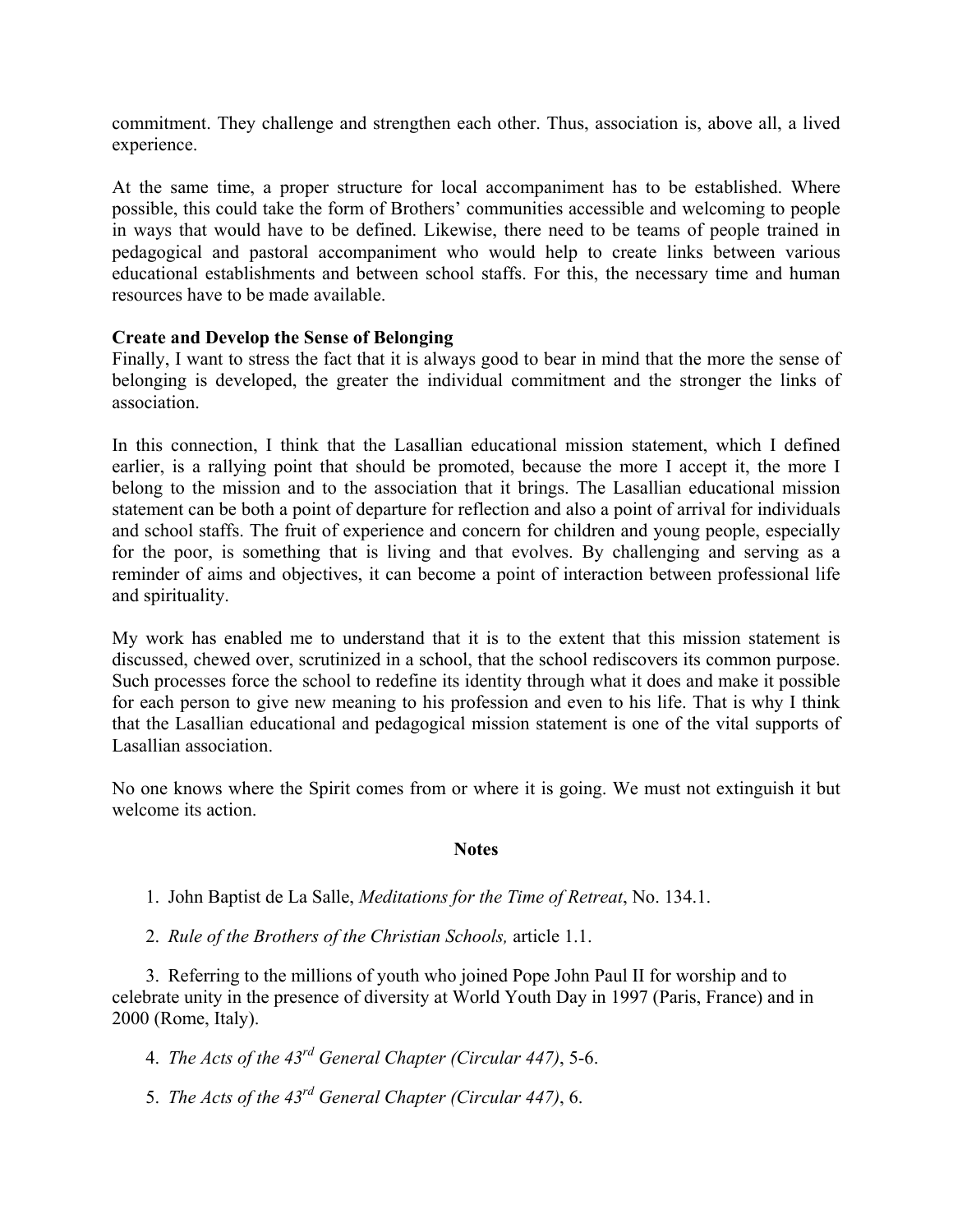commitment. They challenge and strengthen each other. Thus, association is, above all, a lived experience.

At the same time, a proper structure for local accompaniment has to be established. Where possible, this could take the form of Brothers' communities accessible and welcoming to people in ways that would have to be defined. Likewise, there need to be teams of people trained in pedagogical and pastoral accompaniment who would help to create links between various educational establishments and between school staffs. For this, the necessary time and human resources have to be made available.

**Create and Develop the Sense of Belonging**

Finally, I want to stress the fact that it is always good to bear in mind that the more the sense of belonging is developed, the greater the individual commitment and the stronger the links of association.

In this connection, I think that the Lasallian educational mission statement, which I defined earlier, is a rallying point that should be promoted, because the more I accept it, the more I belong to the mission and to the association that it brings. The Lasallian educational mission statement can be both a point of departure for reflection and also a point of arrival for individuals and school staffs. The fruit of experience and concern for children and young people, especially for the poor, is something that is living and that evolves. By challenging and serving as a reminder of aims and objectives, it can become a point of interaction between professional life and spirituality.

My work has enabled me to understand that it is to the extent that this mission statement is discussed, chewed over, scrutinized in a school, that the school rediscovers its common purpose. Such processes force the school to redefine its identity through what it does and make it possible for each person to give new meaning to his profession and even to his life. That is why I think that the Lasallian educational and pedagogical mission statement is one of the vital supports of Lasallian association.

No one knows where the Spirit comes from or where it is going. We must not extinguish it but welcome its action.

**Notes**

1. John Baptist de La Salle, *Meditations for the Time of Retreat*, No. 134.1.

2. *Rule of the Brothers of the Christian Schools,* article 1.1.

3. Referring to the millions of youth who joined Pope John Paul II for worship and to celebrate unity in the presence of diversity at World Youth Day in 1997 (Paris, France) and in 2000 (Rome, Italy).

4. *The Acts of the 43rd General Chapter (Circular 447)*, 5-6.

5. *The Acts of the 43rd General Chapter (Circular 447)*, 6.